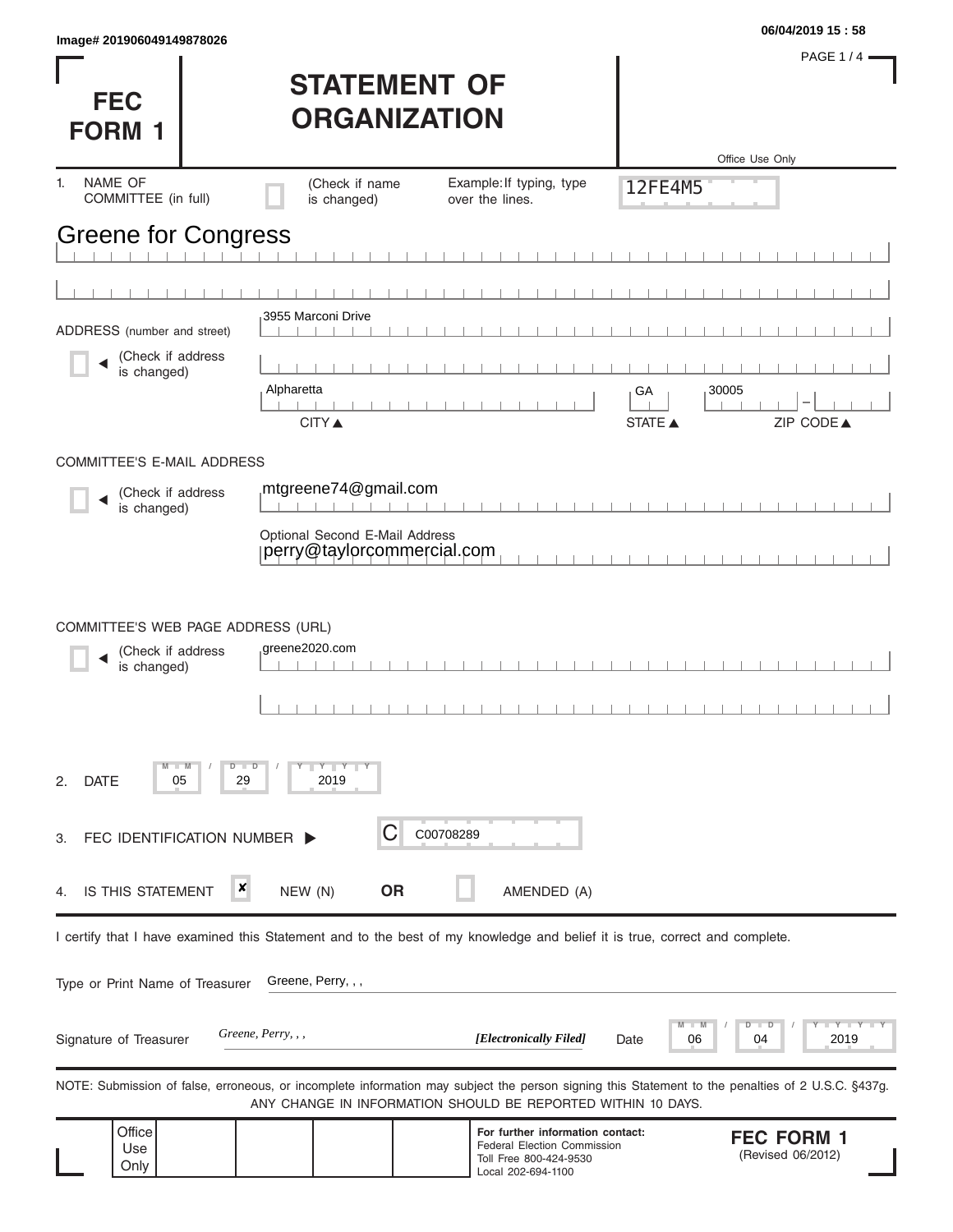Image# 201906049149878026

06/04/2019 15 : 58

# FEC FORM 1

# STATEMENT OF ORGANIZATION

Office Use Only

12FE4M5

1. NAME OF COMMITTEE (in full) [ ] (Check if name is changed) Example: If typing, type over the lines.

Greene for Congress

ADDRESS (number and street) [ ] (Check if address is changed)

3955 Marconi Drive

Alpharetta | GA | 30005

CITY ▲ STATE ▲ ZIP CODE ▲

COMMITTEE'S E-MAIL ADDRESS [ ] (Check if address is changed)

mtgreene74@gmail.com

Optional Second E-Mail Address
perry@taylorcommercial.com

COMMITTEE'S WEB PAGE ADDRESS (URL) [ ] (Check if address is changed)

greene2020.com

2. DATE 05 / 29 / 2019

3. FEC IDENTIFICATION NUMBER ▶ C C00708289

4. IS THIS STATEMENT [x] NEW (N) **OR** [ ] AMENDED (A)

I certify that I have examined this Statement and to the best of my knowledge and belief it is true, correct and complete.

Type or Print Name of Treasurer Greene, Perry, , ,

Signature of Treasurer *Greene, Perry, , ,* ***[Electronically Filed]*** Date 06 / 04 / 2019

NOTE: Submission of false, erroneous, or incomplete information may subject the person signing this Statement to the penalties of 2 U.S.C. §437g.
ANY CHANGE IN INFORMATION SHOULD BE REPORTED WITHIN 10 DAYS.

Office Use Only

**For further information contact:**
Federal Election Commission
Toll Free 800-424-9530
Local 202-694-1100

**FEC FORM 1**
(Revised 06/2012)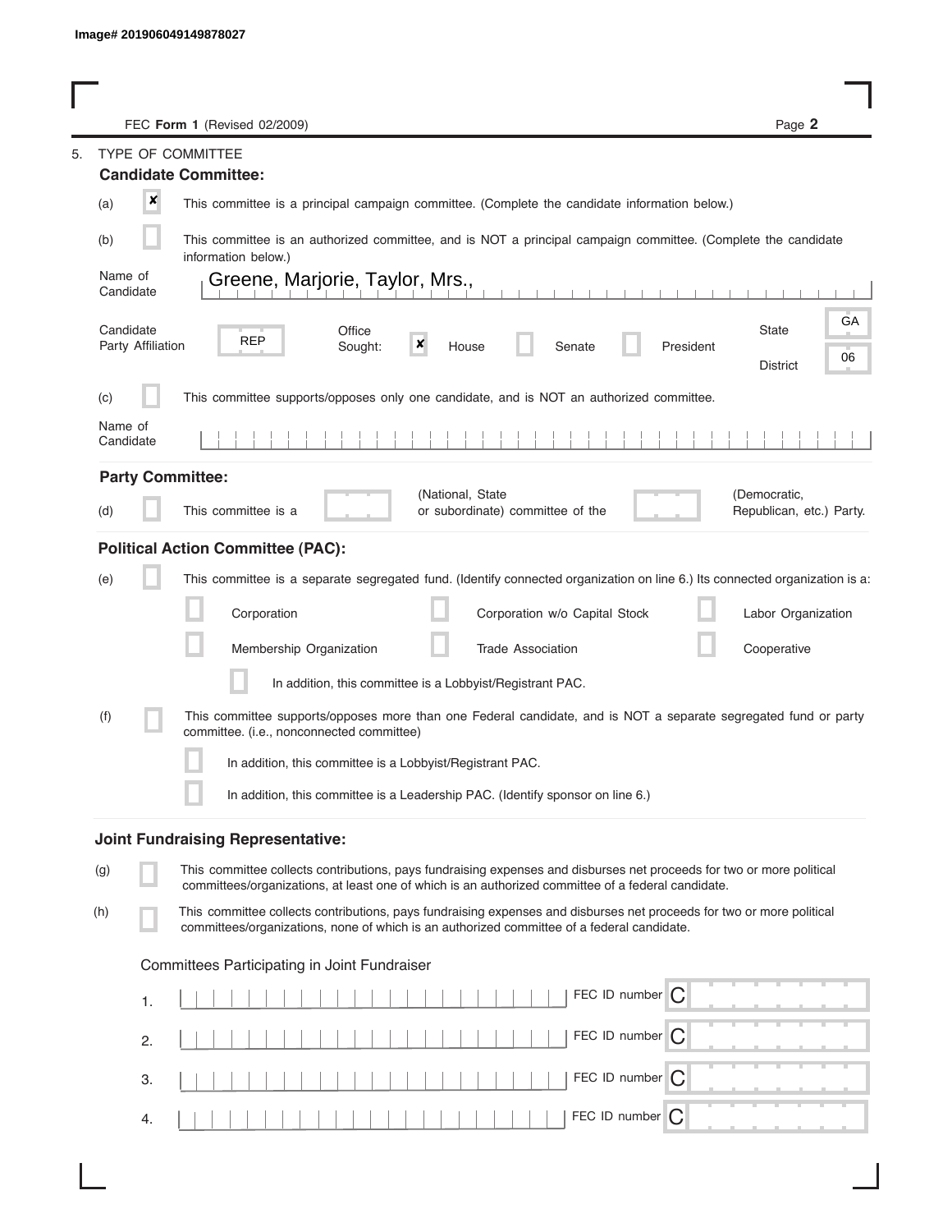Image# 201906049149878027

FEC **Form 1** (Revised 02/2009)

5. TYPE OF COMMITTEE

**Candidate Committee:**

(a) [x] This committee is a principal campaign committee. (Complete the candidate information below.)

(b) [ ] This committee is an authorized committee, and is NOT a principal campaign committee. (Complete the candidate information below.)

Name of Candidate: Greene, Marjorie, Taylor, Mrs.,

Candidate Party Affiliation: REP

Office Sought: [x] House [ ] Senate [ ] President

State: GA

District: 06

(c) [ ] This committee supports/opposes only one candidate, and is NOT an authorized committee.

Name of Candidate:

**Party Committee:**

(d) [ ] This committee is a ______ (National, State or subordinate) committee of the ______ (Democratic, Republican, etc.) Party.

**Political Action Committee (PAC):**

(e) [ ] This committee is a separate segregated fund. (Identify connected organization on line 6.) Its connected organization is a:

- [ ] Corporation
- [ ] Corporation w/o Capital Stock
- [ ] Labor Organization
- [ ] Membership Organization
- [ ] Trade Association
- [ ] Cooperative
- [ ] In addition, this committee is a Lobbyist/Registrant PAC.

(f) [ ] This committee supports/opposes more than one Federal candidate, and is NOT a separate segregated fund or party committee. (i.e., nonconnected committee)

- [ ] In addition, this committee is a Lobbyist/Registrant PAC.
- [ ] In addition, this committee is a Leadership PAC. (Identify sponsor on line 6.)

**Joint Fundraising Representative:**

(g) [ ] This committee collects contributions, pays fundraising expenses and disburses net proceeds for two or more political committees/organizations, at least one of which is an authorized committee of a federal candidate.

(h) [ ] This committee collects contributions, pays fundraising expenses and disburses net proceeds for two or more political committees/organizations, none of which is an authorized committee of a federal candidate.

Committees Participating in Joint Fundraiser

| | Committee | FEC ID number |
|---|---|---|
| 1. | | C |
| 2. | | C |
| 3. | | C |
| 4. | | C |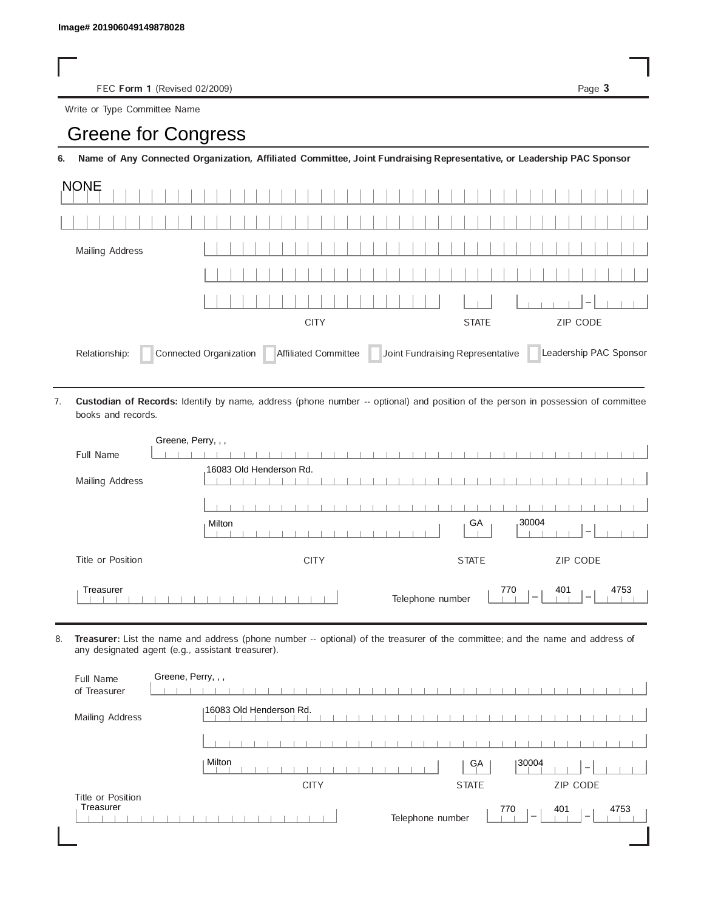Image# 201906049149878028

FEC **Form 1** (Revised 02/2009)

Write or Type Committee Name

# Greene for Congress

**6. Name of Any Connected Organization, Affiliated Committee, Joint Fundraising Representative, or Leadership PAC Sponsor**

NONE

Mailing Address

CITY | STATE | ZIP CODE

Relationship: ☐ Connected Organization ☐ Affiliated Committee ☐ Joint Fundraising Representative ☐ Leadership PAC Sponsor

7. **Custodian of Records:** Identify by name, address (phone number -- optional) and position of the person in possession of committee books and records.

Full Name: Greene, Perry, , ,

Mailing Address: 16083 Old Henderson Rd.

Milton | GA | 30004

CITY | STATE | ZIP CODE

Title or Position: Treasurer

Telephone number: 770 - 401 - 4753

8. **Treasurer:** List the name and address (phone number -- optional) of the treasurer of the committee; and the name and address of any designated agent (e.g., assistant treasurer).

Full Name of Treasurer: Greene, Perry, , ,

Mailing Address: 16083 Old Henderson Rd.

Milton | GA | 30004

CITY | STATE | ZIP CODE

Title or Position: Treasurer

Telephone number: 770 - 401 - 4753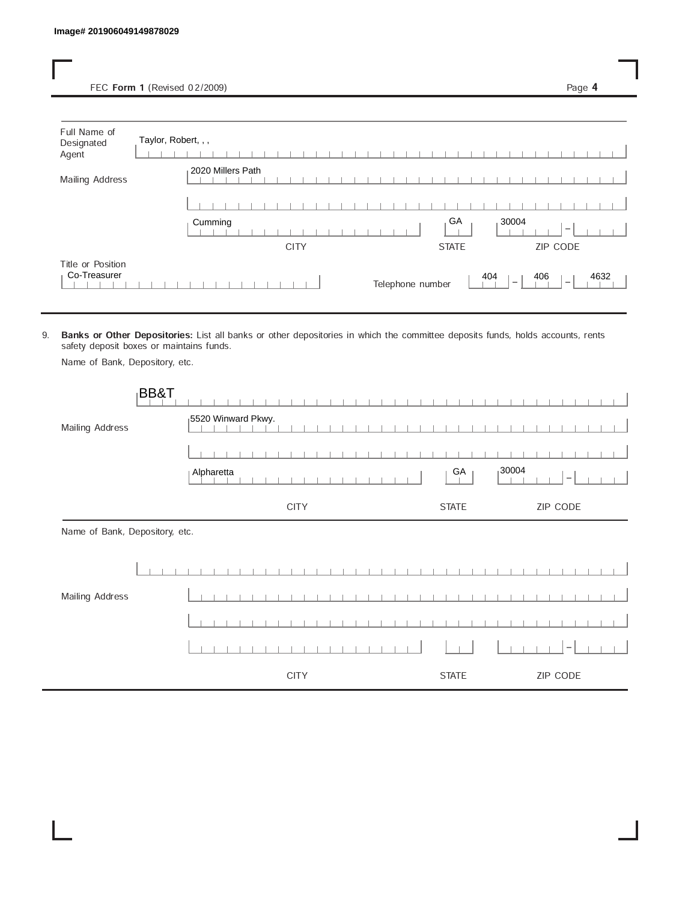Image# 201906049149878029

FEC **Form 1** (Revised 02/2009)

Full Name of Designated Agent: Taylor, Robert, , ,

Mailing Address: 2020 Millers Path

| CITY | STATE | ZIP CODE |
|---|---|---|
| Cumming | GA | 30004 - |

Title or Position: Co-Treasurer

Telephone number: 404 - 406 - 4632

9. **Banks or Other Depositories:** List all banks or other depositories in which the committee deposits funds, holds accounts, rents safety deposit boxes or maintains funds.

Name of Bank, Depository, etc.

BB&T

Mailing Address: 5520 Winward Pkwy.

| CITY | STATE | ZIP CODE |
|---|---|---|
| Alpharetta | GA | 30004 - |

Name of Bank, Depository, etc.

Mailing Address

| CITY | STATE | ZIP CODE |
|---|---|---|
| | | - |